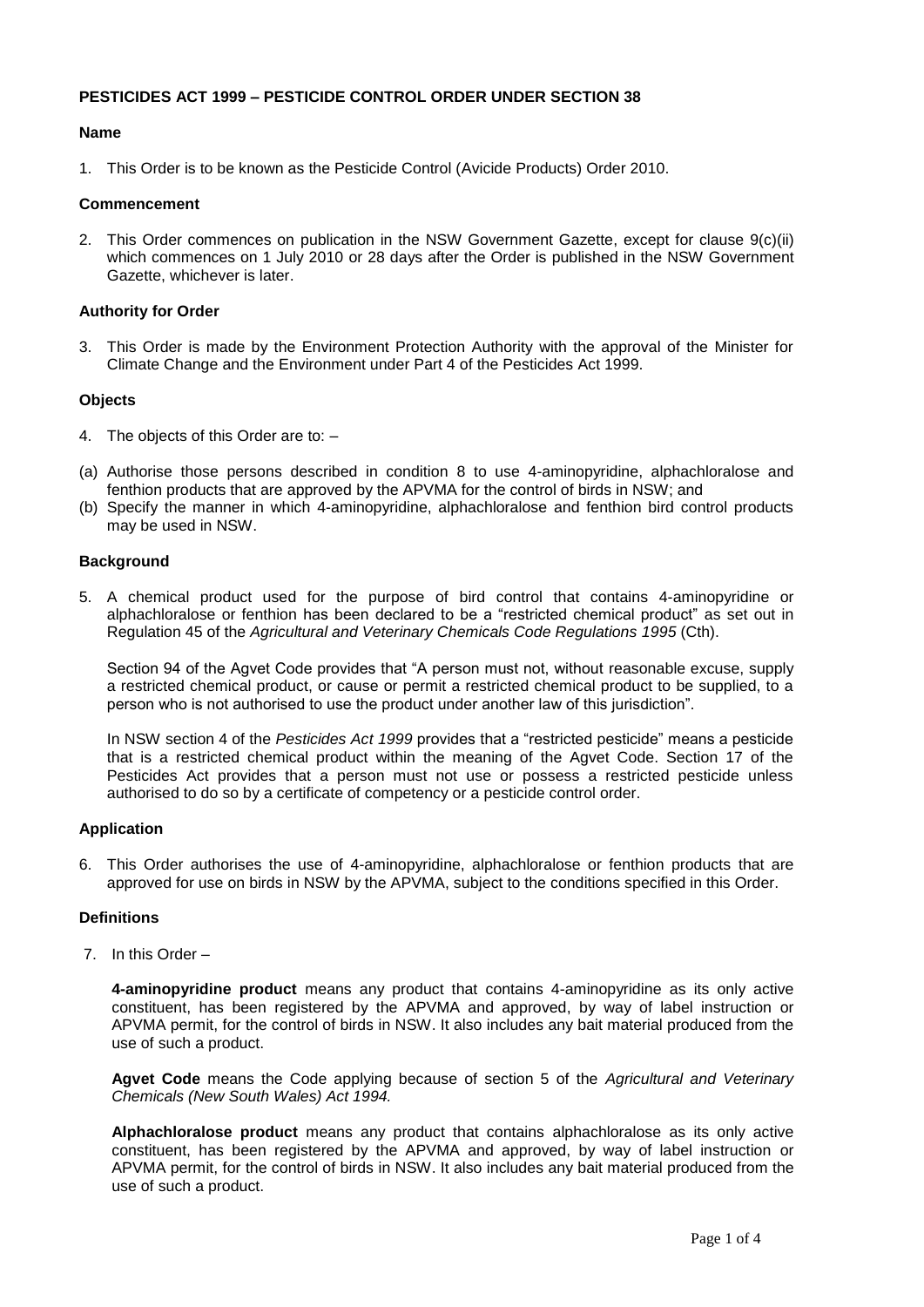**PESTICIDES ACT 1999 – PESTICIDE CONTROL ORDER UNDER SECTION 38**

**Name**

1. This Order is to be known as the Pesticide Control (Avicide Products) Order 2010.

**Commencement**

2. This Order commences on publication in the NSW Government Gazette, except for clause 9(c)(ii) which commences on 1 July 2010 or 28 days after the Order is published in the NSW Government Gazette, whichever is later.

**Authority for Order**

3. This Order is made by the Environment Protection Authority with the approval of the Minister for Climate Change and the Environment under Part 4 of the Pesticides Act 1999.

**Objects**

4. The objects of this Order are to: –

(a) Authorise those persons described in condition 8 to use 4-aminopyridine, alphachloralose and fenthion products that are approved by the APVMA for the control of birds in NSW; and
(b) Specify the manner in which 4-aminopyridine, alphachloralose and fenthion bird control products may be used in NSW.

**Background**

5. A chemical product used for the purpose of bird control that contains 4-aminopyridine or alphachloralose or fenthion has been declared to be a "restricted chemical product" as set out in Regulation 45 of the *Agricultural and Veterinary Chemicals Code Regulations 1995* (Cth).

   Section 94 of the Agvet Code provides that "A person must not, without reasonable excuse, supply a restricted chemical product, or cause or permit a restricted chemical product to be supplied, to a person who is not authorised to use the product under another law of this jurisdiction".

   In NSW section 4 of the *Pesticides Act 1999* provides that a "restricted pesticide" means a pesticide that is a restricted chemical product within the meaning of the Agvet Code. Section 17 of the Pesticides Act provides that a person must not use or possess a restricted pesticide unless authorised to do so by a certificate of competency or a pesticide control order.

**Application**

6. This Order authorises the use of 4-aminopyridine, alphachloralose or fenthion products that are approved for use on birds in NSW by the APVMA, subject to the conditions specified in this Order.

**Definitions**

7. In this Order –

   **4-aminopyridine product** means any product that contains 4-aminopyridine as its only active constituent, has been registered by the APVMA and approved, by way of label instruction or APVMA permit, for the control of birds in NSW. It also includes any bait material produced from the use of such a product.

   **Agvet Code** means the Code applying because of section 5 of the *Agricultural and Veterinary Chemicals (New South Wales) Act 1994.*

   **Alphachloralose product** means any product that contains alphachloralose as its only active constituent, has been registered by the APVMA and approved, by way of label instruction or APVMA permit, for the control of birds in NSW. It also includes any bait material produced from the use of such a product.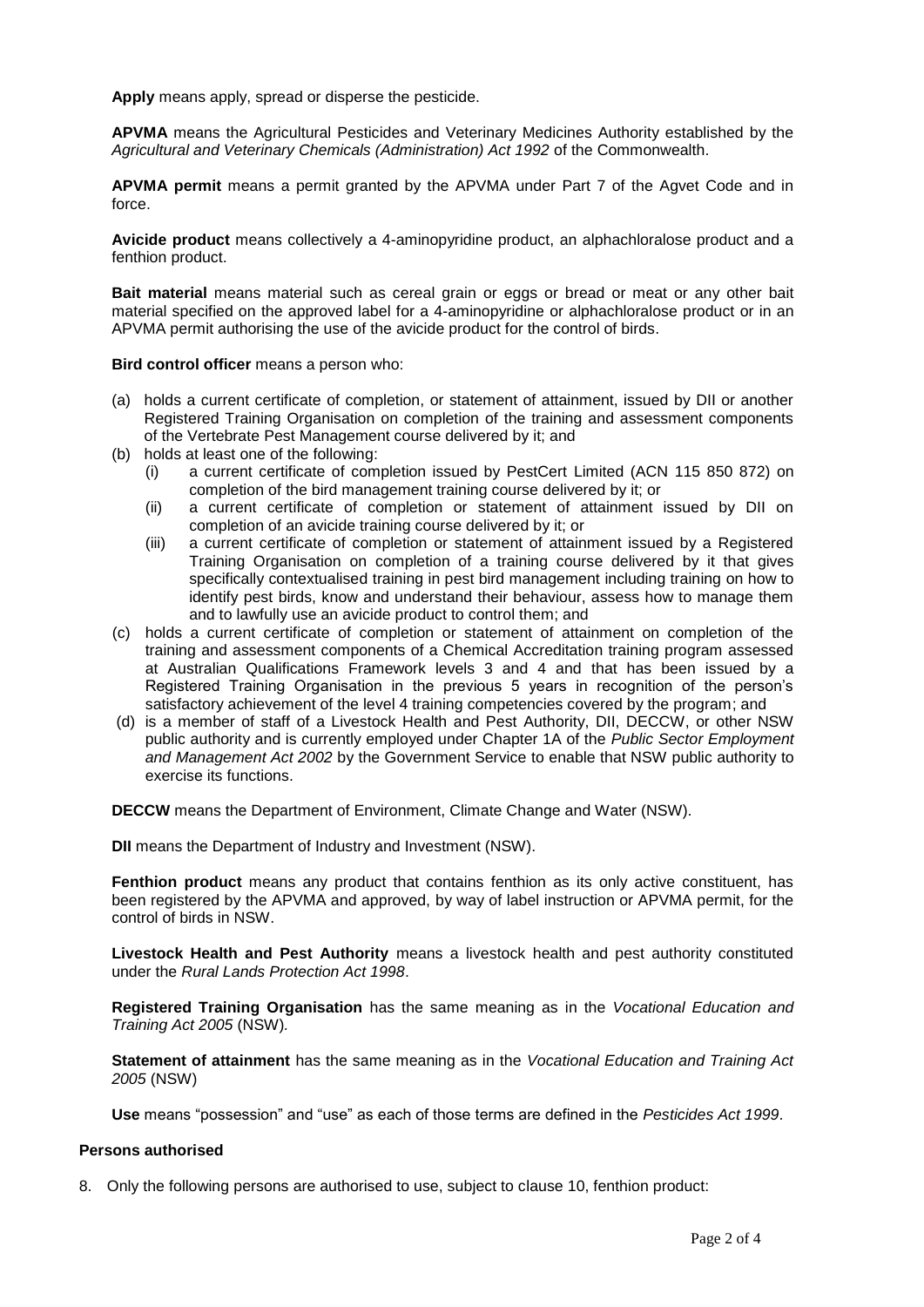**Apply** means apply, spread or disperse the pesticide.

**APVMA** means the Agricultural Pesticides and Veterinary Medicines Authority established by the *Agricultural and Veterinary Chemicals (Administration) Act 1992* of the Commonwealth.

**APVMA permit** means a permit granted by the APVMA under Part 7 of the Agvet Code and in force.

**Avicide product** means collectively a 4-aminopyridine product, an alphachloralose product and a fenthion product.

**Bait material** means material such as cereal grain or eggs or bread or meat or any other bait material specified on the approved label for a 4-aminopyridine or alphachloralose product or in an APVMA permit authorising the use of the avicide product for the control of birds.

**Bird control officer** means a person who:

(a) holds a current certificate of completion, or statement of attainment, issued by DII or another Registered Training Organisation on completion of the training and assessment components of the Vertebrate Pest Management course delivered by it; and

(b) holds at least one of the following:

   (i) a current certificate of completion issued by PestCert Limited (ACN 115 850 872) on completion of the bird management training course delivered by it; or

   (ii) a current certificate of completion or statement of attainment issued by DII on completion of an avicide training course delivered by it; or

   (iii) a current certificate of completion or statement of attainment issued by a Registered Training Organisation on completion of a training course delivered by it that gives specifically contextualised training in pest bird management including training on how to identify pest birds, know and understand their behaviour, assess how to manage them and to lawfully use an avicide product to control them; and

(c) holds a current certificate of completion or statement of attainment on completion of the training and assessment components of a Chemical Accreditation training program assessed at Australian Qualifications Framework levels 3 and 4 and that has been issued by a Registered Training Organisation in the previous 5 years in recognition of the person's satisfactory achievement of the level 4 training competencies covered by the program; and

(d) is a member of staff of a Livestock Health and Pest Authority, DII, DECCW, or other NSW public authority and is currently employed under Chapter 1A of the *Public Sector Employment and Management Act 2002* by the Government Service to enable that NSW public authority to exercise its functions.

**DECCW** means the Department of Environment, Climate Change and Water (NSW).

**DII** means the Department of Industry and Investment (NSW).

**Fenthion product** means any product that contains fenthion as its only active constituent, has been registered by the APVMA and approved, by way of label instruction or APVMA permit, for the control of birds in NSW.

**Livestock Health and Pest Authority** means a livestock health and pest authority constituted under the *Rural Lands Protection Act 1998*.

**Registered Training Organisation** has the same meaning as in the *Vocational Education and Training Act 2005* (NSW).

**Statement of attainment** has the same meaning as in the *Vocational Education and Training Act 2005* (NSW)

**Use** means "possession" and "use" as each of those terms are defined in the *Pesticides Act 1999*.

**Persons authorised**

8. Only the following persons are authorised to use, subject to clause 10, fenthion product: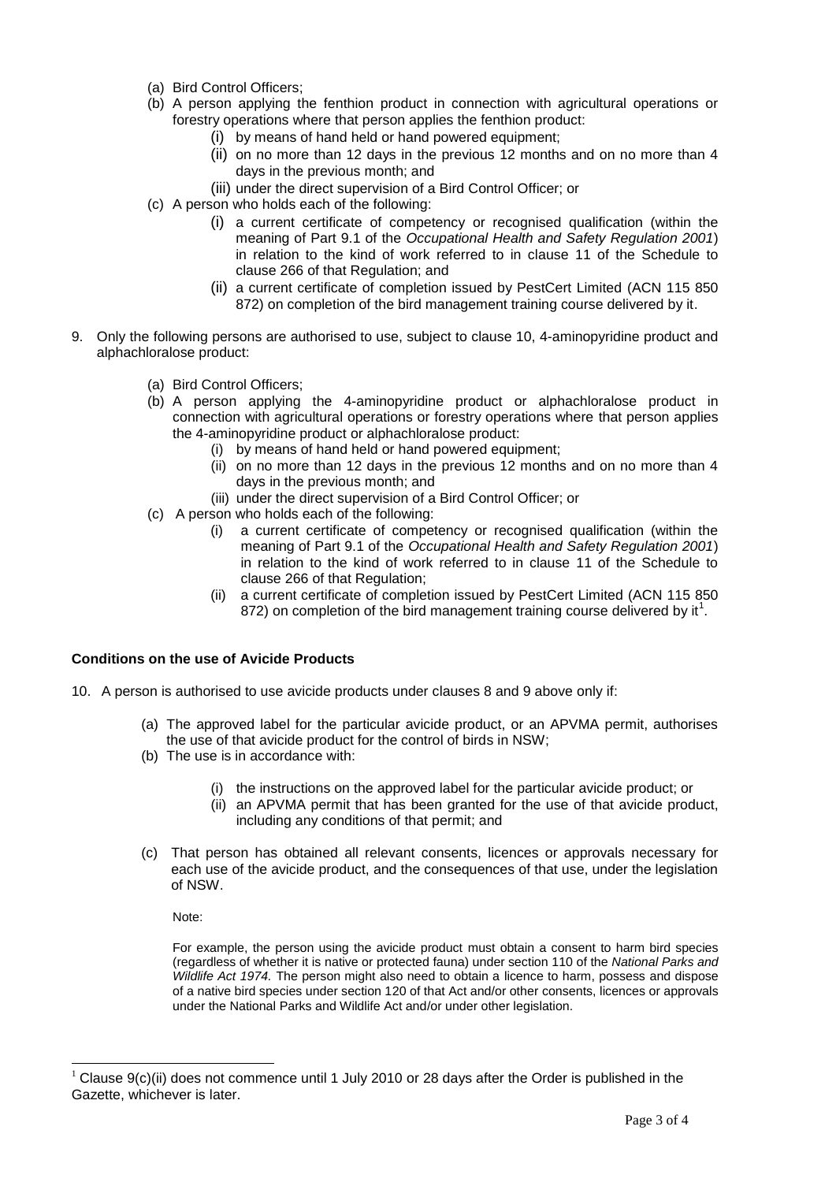(a) Bird Control Officers;
(b) A person applying the fenthion product in connection with agricultural operations or forestry operations where that person applies the fenthion product:
    (i) by means of hand held or hand powered equipment;
    (ii) on no more than 12 days in the previous 12 months and on no more than 4 days in the previous month; and
    (iii) under the direct supervision of a Bird Control Officer; or
(c) A person who holds each of the following:
    (i) a current certificate of competency or recognised qualification (within the meaning of Part 9.1 of the *Occupational Health and Safety Regulation 2001*) in relation to the kind of work referred to in clause 11 of the Schedule to clause 266 of that Regulation; and
    (ii) a current certificate of completion issued by PestCert Limited (ACN 115 850 872) on completion of the bird management training course delivered by it.

9. Only the following persons are authorised to use, subject to clause 10, 4-aminopyridine product and alphachloralose product:

    (a) Bird Control Officers;
    (b) A person applying the 4-aminopyridine product or alphachloralose product in connection with agricultural operations or forestry operations where that person applies the 4-aminopyridine product or alphachloralose product:
        (i) by means of hand held or hand powered equipment;
        (ii) on no more than 12 days in the previous 12 months and on no more than 4 days in the previous month; and
        (iii) under the direct supervision of a Bird Control Officer; or
    (c) A person who holds each of the following:
        (i) a current certificate of competency or recognised qualification (within the meaning of Part 9.1 of the *Occupational Health and Safety Regulation 2001*) in relation to the kind of work referred to in clause 11 of the Schedule to clause 266 of that Regulation;
        (ii) a current certificate of completion issued by PestCert Limited (ACN 115 850 872) on completion of the bird management training course delivered by it[1].

**Conditions on the use of Avicide Products**

10. A person is authorised to use avicide products under clauses 8 and 9 above only if:

    (a) The approved label for the particular avicide product, or an APVMA permit, authorises the use of that avicide product for the control of birds in NSW;
    (b) The use is in accordance with:
        (i) the instructions on the approved label for the particular avicide product; or
        (ii) an APVMA permit that has been granted for the use of that avicide product, including any conditions of that permit; and
    (c) That person has obtained all relevant consents, licences or approvals necessary for each use of the avicide product, and the consequences of that use, under the legislation of NSW.

    Note:

    For example, the person using the avicide product must obtain a consent to harm bird species (regardless of whether it is native or protected fauna) under section 110 of the *National Parks and Wildlife Act 1974.* The person might also need to obtain a licence to harm, possess and dispose of a native bird species under section 120 of that Act and/or other consents, licences or approvals under the National Parks and Wildlife Act and/or under other legislation.

[1] Clause 9(c)(ii) does not commence until 1 July 2010 or 28 days after the Order is published in the Gazette, whichever is later.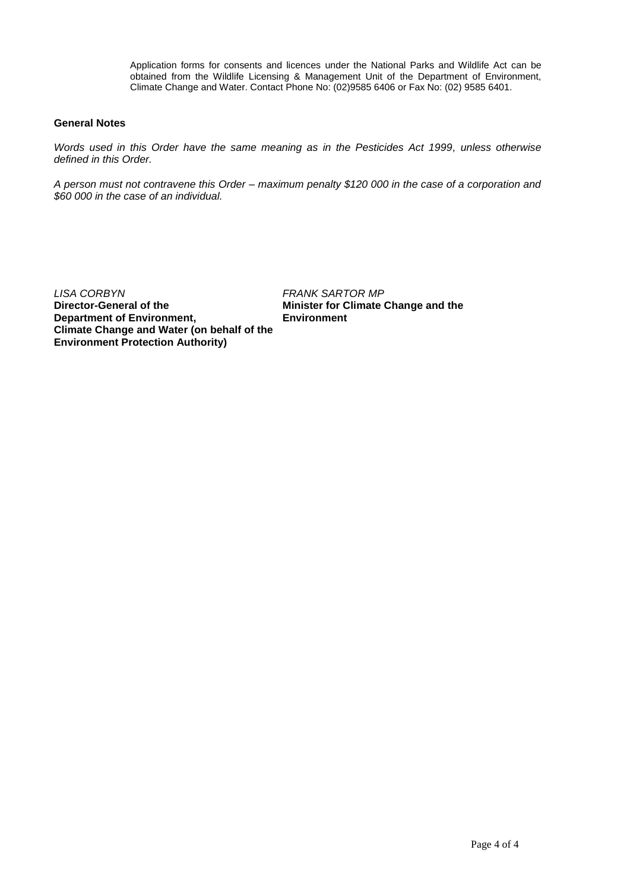Application forms for consents and licences under the National Parks and Wildlife Act can be obtained from the Wildlife Licensing & Management Unit of the Department of Environment, Climate Change and Water. Contact Phone No: (02)9585 6406 or Fax No: (02) 9585 6401.

**General Notes**

*Words used in this Order have the same meaning as in the Pesticides Act 1999, unless otherwise defined in this Order.*

*A person must not contravene this Order – maximum penalty $120 000 in the case of a corporation and $60 000 in the case of an individual.*

*LISA CORBYN*
**Director-General of the Department of Environment, Climate Change and Water (on behalf of the Environment Protection Authority)**

*FRANK SARTOR MP*
**Minister for Climate Change and the Environment**